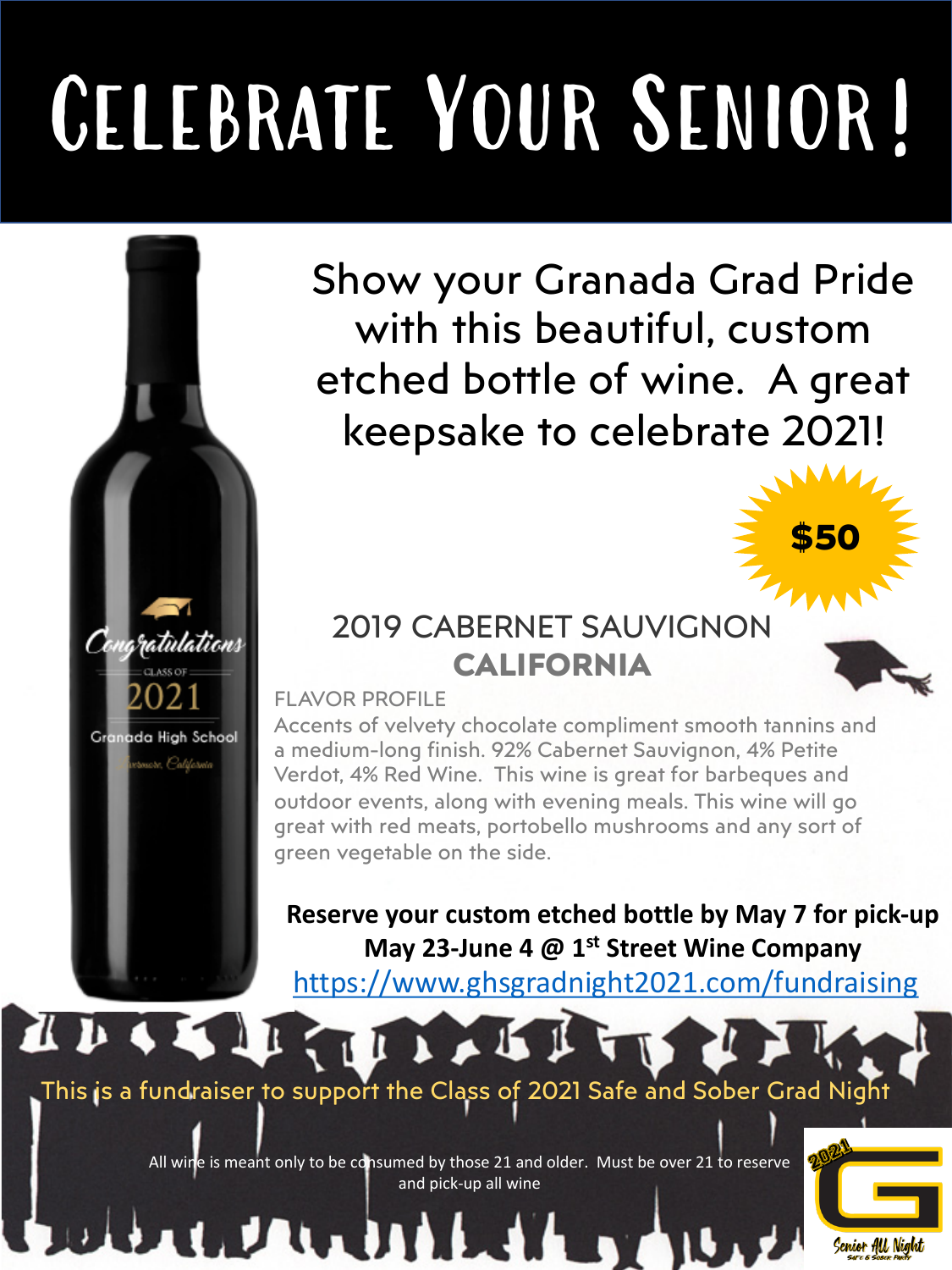# Celebrate Your Senior!

Show your Granada Grad Pride with this beautiful, custom etched bottle of wine. A great keepsake to celebrate 2021!

**$50**

## 2019 CABERNET SAUVIGNON
## CALIFORNIA

FLAVOR PROFILE

Accents of velvety chocolate compliment smooth tannins and a medium-long finish. 92% Cabernet Sauvignon, 4% Petite Verdot, 4% Red Wine. This wine is great for barbeques and outdoor events, along with evening meals. This wine will go great with red meats, portobello mushrooms and any sort of green vegetable on the side.

**Reserve your custom etched bottle by May 7 for pick-up May 23-June 4 @ 1st Street Wine Company**

https://www.ghsgradnight2021.com/fundraising

This is a fundraiser to support the Class of 2021 Safe and Sober Grad Night

All wine is meant only to be consumed by those 21 and older. Must be over 21 to reserve and pick-up all wine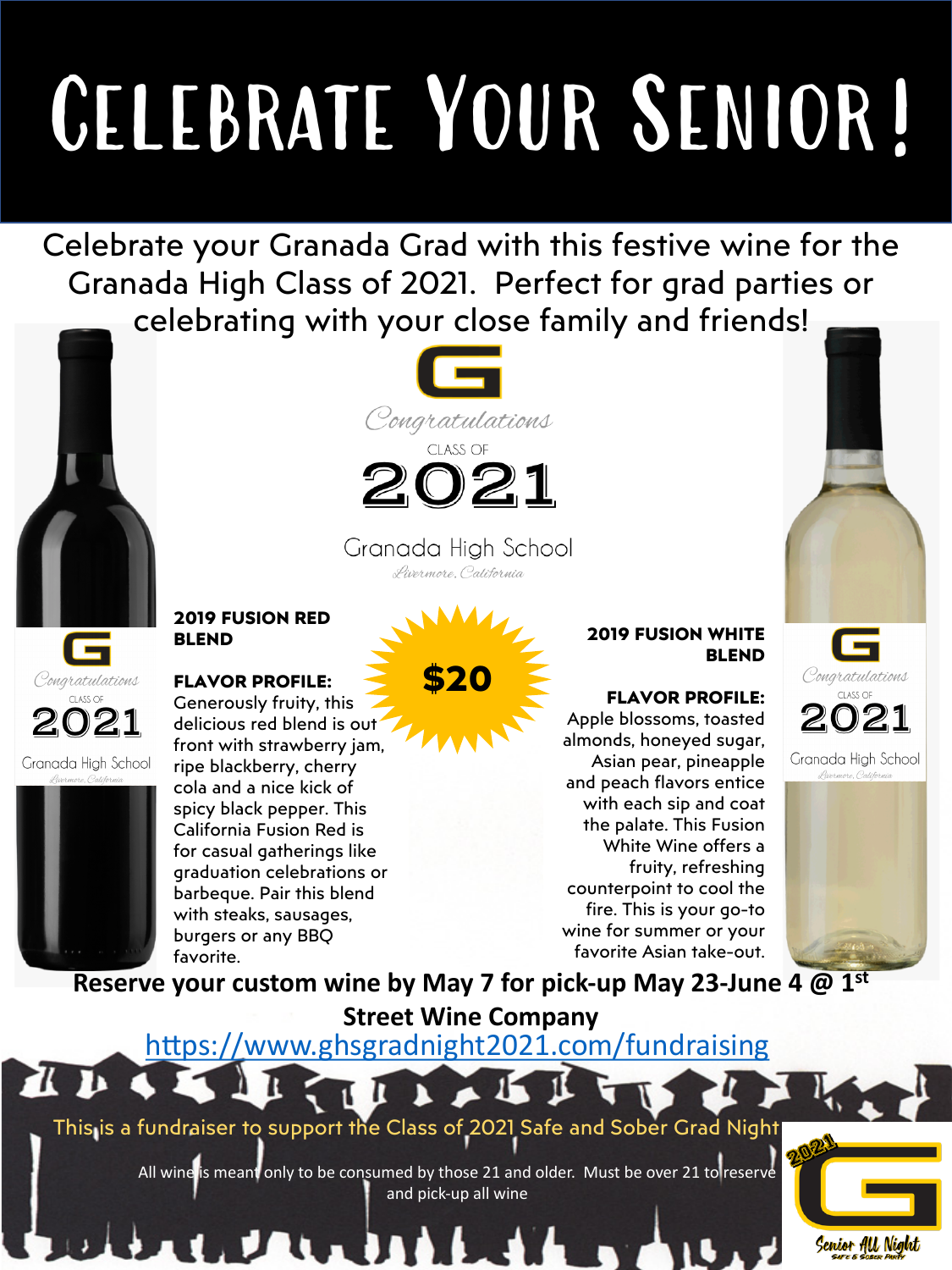# Celebrate Your Senior!

Celebrate your Granada Grad with this festive wine for the Granada High Class of 2021. Perfect for grad parties or celebrating with your close family and friends!

Congratulations

CLASS OF

2021

Granada High School

Livermore, California

**$20**

**2019 FUSION RED BLEND**

**FLAVOR PROFILE:**
Generously fruity, this delicious red blend is out front with strawberry jam, ripe blackberry, cherry cola and a nice kick of spicy black pepper. This California Fusion Red is for casual gatherings like graduation celebrations or barbeque. Pair this blend with steaks, sausages, burgers or any BBQ favorite.

**2019 FUSION WHITE BLEND**

**FLAVOR PROFILE:**
Apple blossoms, toasted almonds, honeyed sugar, Asian pear, pineapple and peach flavors entice with each sip and coat the palate. This Fusion White Wine offers a fruity, refreshing counterpoint to cool the fire. This is your go-to wine for summer or your favorite Asian take-out.

**Reserve your custom wine by May 7 for pick-up May 23-June 4 @ 1st Street Wine Company**

https://www.ghsgradnight2021.com/fundraising

This is a fundraiser to support the Class of 2021 Safe and Sober Grad Night

All wine is meant only to be consumed by those 21 and older. Must be over 21 to reserve and pick-up all wine

2021 Senior All Night Safe & Sober Party